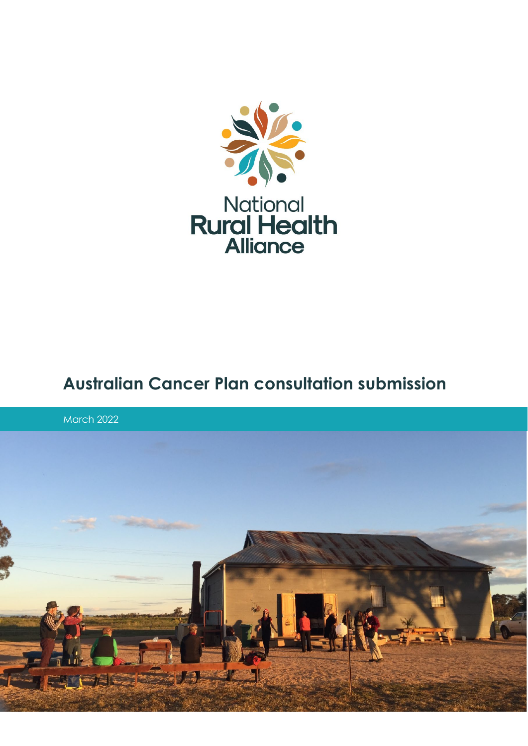National Rural Health Alliance

# Australian Cancer Plan consultation submission

March 2022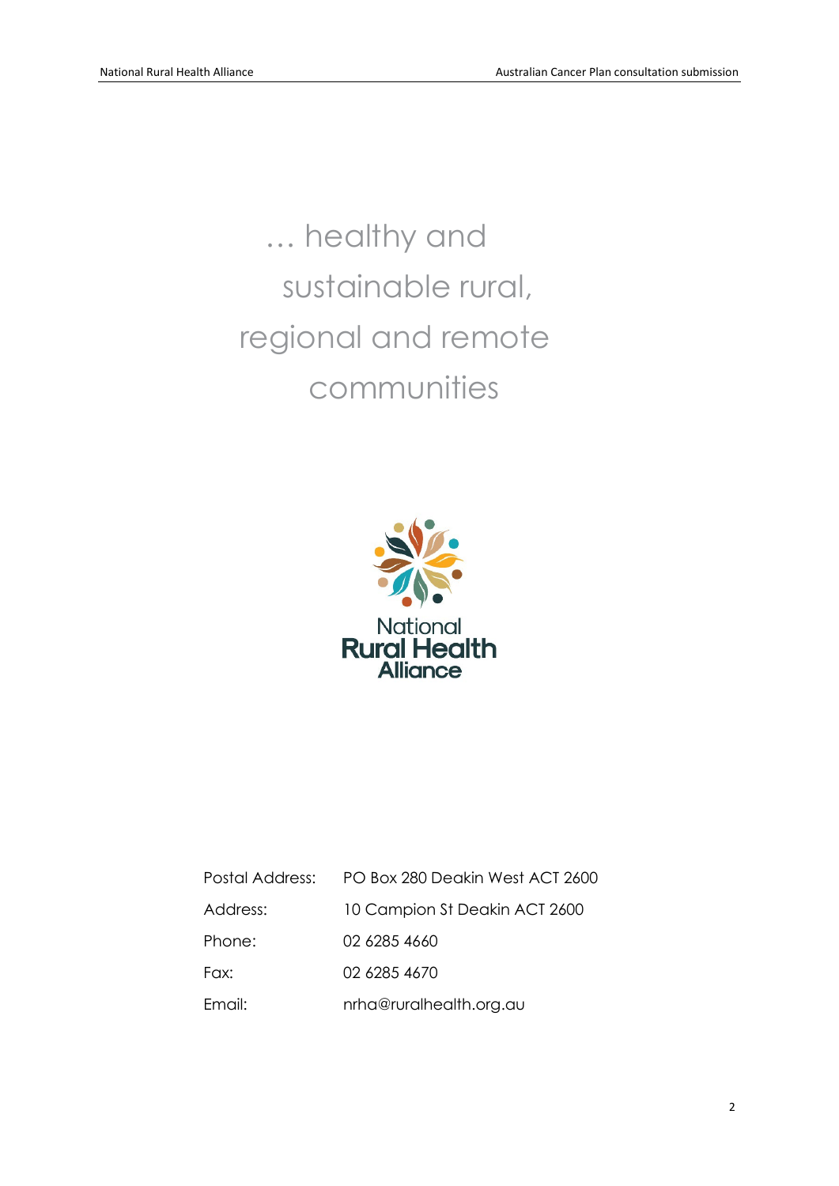... healthy and sustainable rural, regional and remote communities

National Rural Health Alliance

| | |
|---|---|
| Postal Address: | PO Box 280 Deakin West ACT 2600 |
| Address: | 10 Campion St Deakin ACT 2600 |
| Phone: | 02 6285 4660 |
| Fax: | 02 6285 4670 |
| Email: | nrha@ruralhealth.org.au |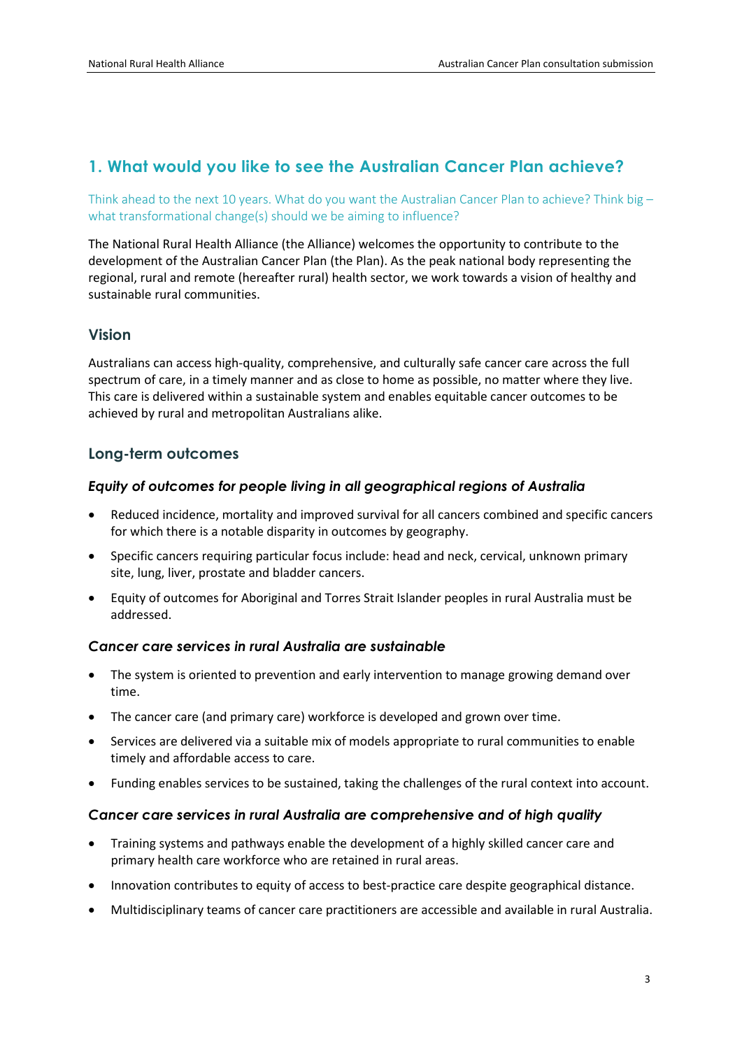## 1. What would you like to see the Australian Cancer Plan achieve?

Think ahead to the next 10 years. What do you want the Australian Cancer Plan to achieve? Think big – what transformational change(s) should we be aiming to influence?

The National Rural Health Alliance (the Alliance) welcomes the opportunity to contribute to the development of the Australian Cancer Plan (the Plan). As the peak national body representing the regional, rural and remote (hereafter rural) health sector, we work towards a vision of healthy and sustainable rural communities.

### Vision

Australians can access high-quality, comprehensive, and culturally safe cancer care across the full spectrum of care, in a timely manner and as close to home as possible, no matter where they live. This care is delivered within a sustainable system and enables equitable cancer outcomes to be achieved by rural and metropolitan Australians alike.

### Long-term outcomes

#### *Equity of outcomes for people living in all geographical regions of Australia*

- Reduced incidence, mortality and improved survival for all cancers combined and specific cancers for which there is a notable disparity in outcomes by geography.
- Specific cancers requiring particular focus include: head and neck, cervical, unknown primary site, lung, liver, prostate and bladder cancers.
- Equity of outcomes for Aboriginal and Torres Strait Islander peoples in rural Australia must be addressed.

#### *Cancer care services in rural Australia are sustainable*

- The system is oriented to prevention and early intervention to manage growing demand over time.
- The cancer care (and primary care) workforce is developed and grown over time.
- Services are delivered via a suitable mix of models appropriate to rural communities to enable timely and affordable access to care.
- Funding enables services to be sustained, taking the challenges of the rural context into account.

#### *Cancer care services in rural Australia are comprehensive and of high quality*

- Training systems and pathways enable the development of a highly skilled cancer care and primary health care workforce who are retained in rural areas.
- Innovation contributes to equity of access to best-practice care despite geographical distance.
- Multidisciplinary teams of cancer care practitioners are accessible and available in rural Australia.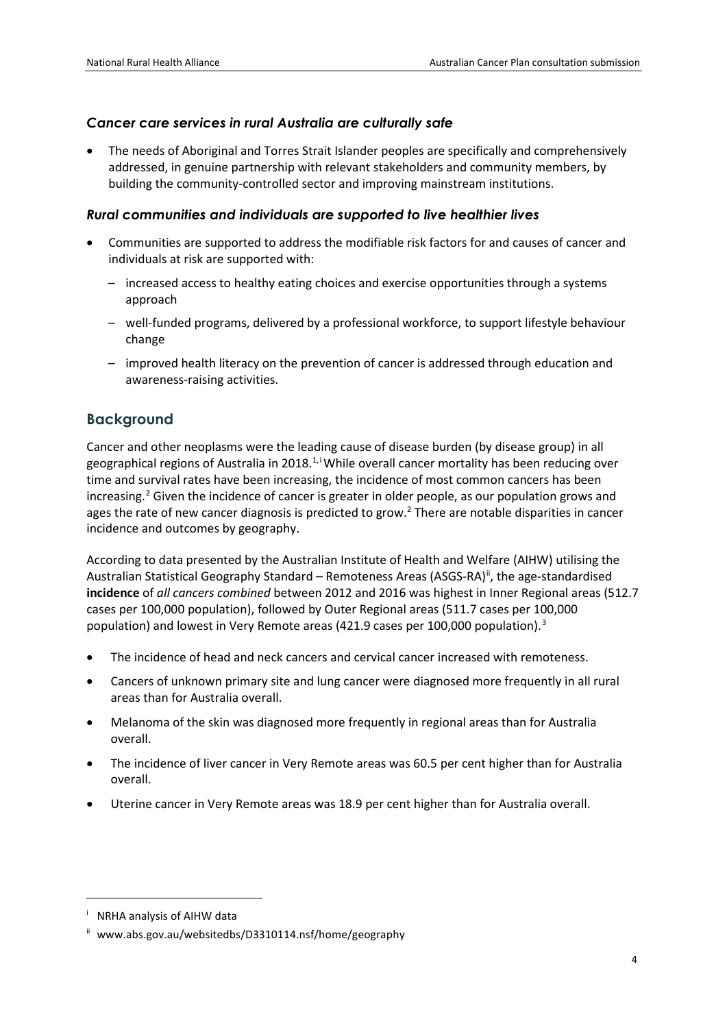### *Cancer care services in rural Australia are culturally safe*

- The needs of Aboriginal and Torres Strait Islander peoples are specifically and comprehensively addressed, in genuine partnership with relevant stakeholders and community members, by building the community-controlled sector and improving mainstream institutions.

### *Rural communities and individuals are supported to live healthier lives*

- Communities are supported to address the modifiable risk factors for and causes of cancer and individuals at risk are supported with:
  - increased access to healthy eating choices and exercise opportunities through a systems approach
  - well-funded programs, delivered by a professional workforce, to support lifestyle behaviour change
  - improved health literacy on the prevention of cancer is addressed through education and awareness-raising activities.

## Background

Cancer and other neoplasms were the leading cause of disease burden (by disease group) in all geographical regions of Australia in 2018.[1,i] While overall cancer mortality has been reducing over time and survival rates have been increasing, the incidence of most common cancers has been increasing.[2] Given the incidence of cancer is greater in older people, as our population grows and ages the rate of new cancer diagnosis is predicted to grow.[2] There are notable disparities in cancer incidence and outcomes by geography.

According to data presented by the Australian Institute of Health and Welfare (AIHW) utilising the Australian Statistical Geography Standard – Remoteness Areas (ASGS-RA)[ii], the age-standardised **incidence** of *all cancers combined* between 2012 and 2016 was highest in Inner Regional areas (512.7 cases per 100,000 population), followed by Outer Regional areas (511.7 cases per 100,000 population) and lowest in Very Remote areas (421.9 cases per 100,000 population).[3]

- The incidence of head and neck cancers and cervical cancer increased with remoteness.
- Cancers of unknown primary site and lung cancer were diagnosed more frequently in all rural areas than for Australia overall.
- Melanoma of the skin was diagnosed more frequently in regional areas than for Australia overall.
- The incidence of liver cancer in Very Remote areas was 60.5 per cent higher than for Australia overall.
- Uterine cancer in Very Remote areas was 18.9 per cent higher than for Australia overall.

---

[i] NRHA analysis of AIHW data

[ii] www.abs.gov.au/websitedbs/D3310114.nsf/home/geography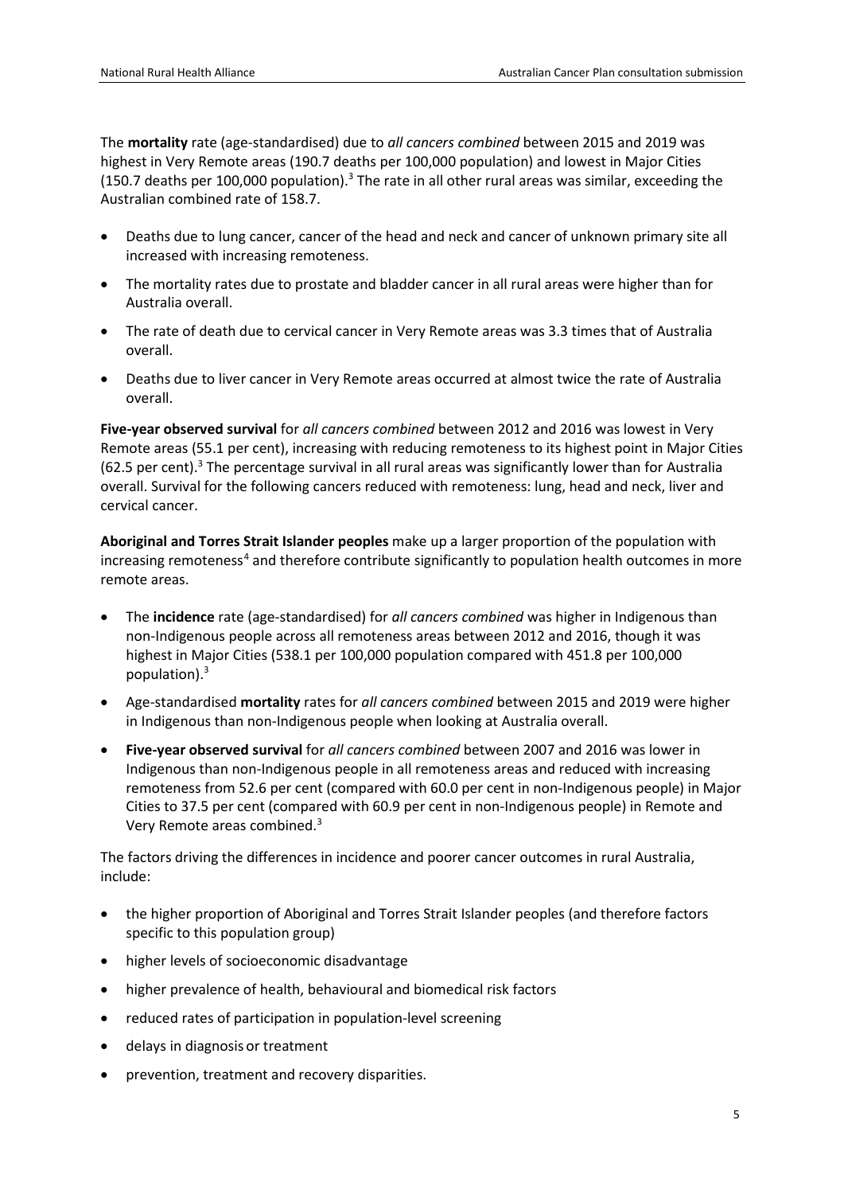The **mortality** rate (age-standardised) due to *all cancers combined* between 2015 and 2019 was highest in Very Remote areas (190.7 deaths per 100,000 population) and lowest in Major Cities (150.7 deaths per 100,000 population).[3] The rate in all other rural areas was similar, exceeding the Australian combined rate of 158.7.

- Deaths due to lung cancer, cancer of the head and neck and cancer of unknown primary site all increased with increasing remoteness.
- The mortality rates due to prostate and bladder cancer in all rural areas were higher than for Australia overall.
- The rate of death due to cervical cancer in Very Remote areas was 3.3 times that of Australia overall.
- Deaths due to liver cancer in Very Remote areas occurred at almost twice the rate of Australia overall.

**Five-year observed survival** for *all cancers combined* between 2012 and 2016 was lowest in Very Remote areas (55.1 per cent), increasing with reducing remoteness to its highest point in Major Cities (62.5 per cent).[3] The percentage survival in all rural areas was significantly lower than for Australia overall. Survival for the following cancers reduced with remoteness: lung, head and neck, liver and cervical cancer.

**Aboriginal and Torres Strait Islander peoples** make up a larger proportion of the population with increasing remoteness[4] and therefore contribute significantly to population health outcomes in more remote areas.

- The **incidence** rate (age-standardised) for *all cancers combined* was higher in Indigenous than non-Indigenous people across all remoteness areas between 2012 and 2016, though it was highest in Major Cities (538.1 per 100,000 population compared with 451.8 per 100,000 population).[3]
- Age-standardised **mortality** rates for *all cancers combined* between 2015 and 2019 were higher in Indigenous than non-Indigenous people when looking at Australia overall.
- **Five-year observed survival** for *all cancers combined* between 2007 and 2016 was lower in Indigenous than non-Indigenous people in all remoteness areas and reduced with increasing remoteness from 52.6 per cent (compared with 60.0 per cent in non-Indigenous people) in Major Cities to 37.5 per cent (compared with 60.9 per cent in non-Indigenous people) in Remote and Very Remote areas combined.[3]

The factors driving the differences in incidence and poorer cancer outcomes in rural Australia, include:

- the higher proportion of Aboriginal and Torres Strait Islander peoples (and therefore factors specific to this population group)
- higher levels of socioeconomic disadvantage
- higher prevalence of health, behavioural and biomedical risk factors
- reduced rates of participation in population-level screening
- delays in diagnosis or treatment
- prevention, treatment and recovery disparities.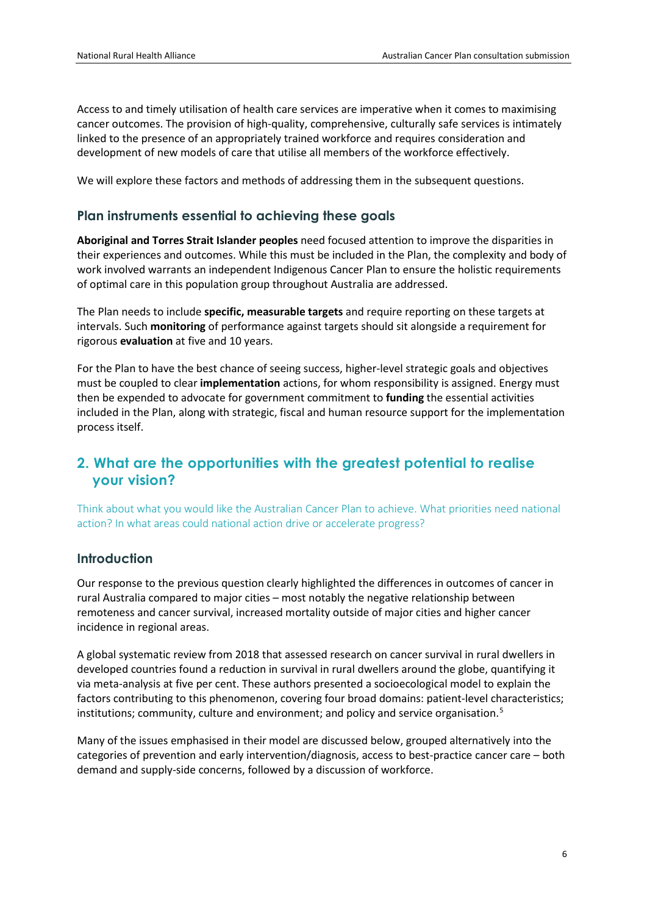Access to and timely utilisation of health care services are imperative when it comes to maximising cancer outcomes. The provision of high-quality, comprehensive, culturally safe services is intimately linked to the presence of an appropriately trained workforce and requires consideration and development of new models of care that utilise all members of the workforce effectively.

We will explore these factors and methods of addressing them in the subsequent questions.

### Plan instruments essential to achieving these goals

**Aboriginal and Torres Strait Islander peoples** need focused attention to improve the disparities in their experiences and outcomes. While this must be included in the Plan, the complexity and body of work involved warrants an independent Indigenous Cancer Plan to ensure the holistic requirements of optimal care in this population group throughout Australia are addressed.

The Plan needs to include **specific, measurable targets** and require reporting on these targets at intervals. Such **monitoring** of performance against targets should sit alongside a requirement for rigorous **evaluation** at five and 10 years.

For the Plan to have the best chance of seeing success, higher-level strategic goals and objectives must be coupled to clear **implementation** actions, for whom responsibility is assigned. Energy must then be expended to advocate for government commitment to **funding** the essential activities included in the Plan, along with strategic, fiscal and human resource support for the implementation process itself.

## 2. What are the opportunities with the greatest potential to realise your vision?

Think about what you would like the Australian Cancer Plan to achieve. What priorities need national action? In what areas could national action drive or accelerate progress?

### Introduction

Our response to the previous question clearly highlighted the differences in outcomes of cancer in rural Australia compared to major cities – most notably the negative relationship between remoteness and cancer survival, increased mortality outside of major cities and higher cancer incidence in regional areas.

A global systematic review from 2018 that assessed research on cancer survival in rural dwellers in developed countries found a reduction in survival in rural dwellers around the globe, quantifying it via meta-analysis at five per cent. These authors presented a socioecological model to explain the factors contributing to this phenomenon, covering four broad domains: patient-level characteristics; institutions; community, culture and environment; and policy and service organisation.[5]

Many of the issues emphasised in their model are discussed below, grouped alternatively into the categories of prevention and early intervention/diagnosis, access to best-practice cancer care – both demand and supply-side concerns, followed by a discussion of workforce.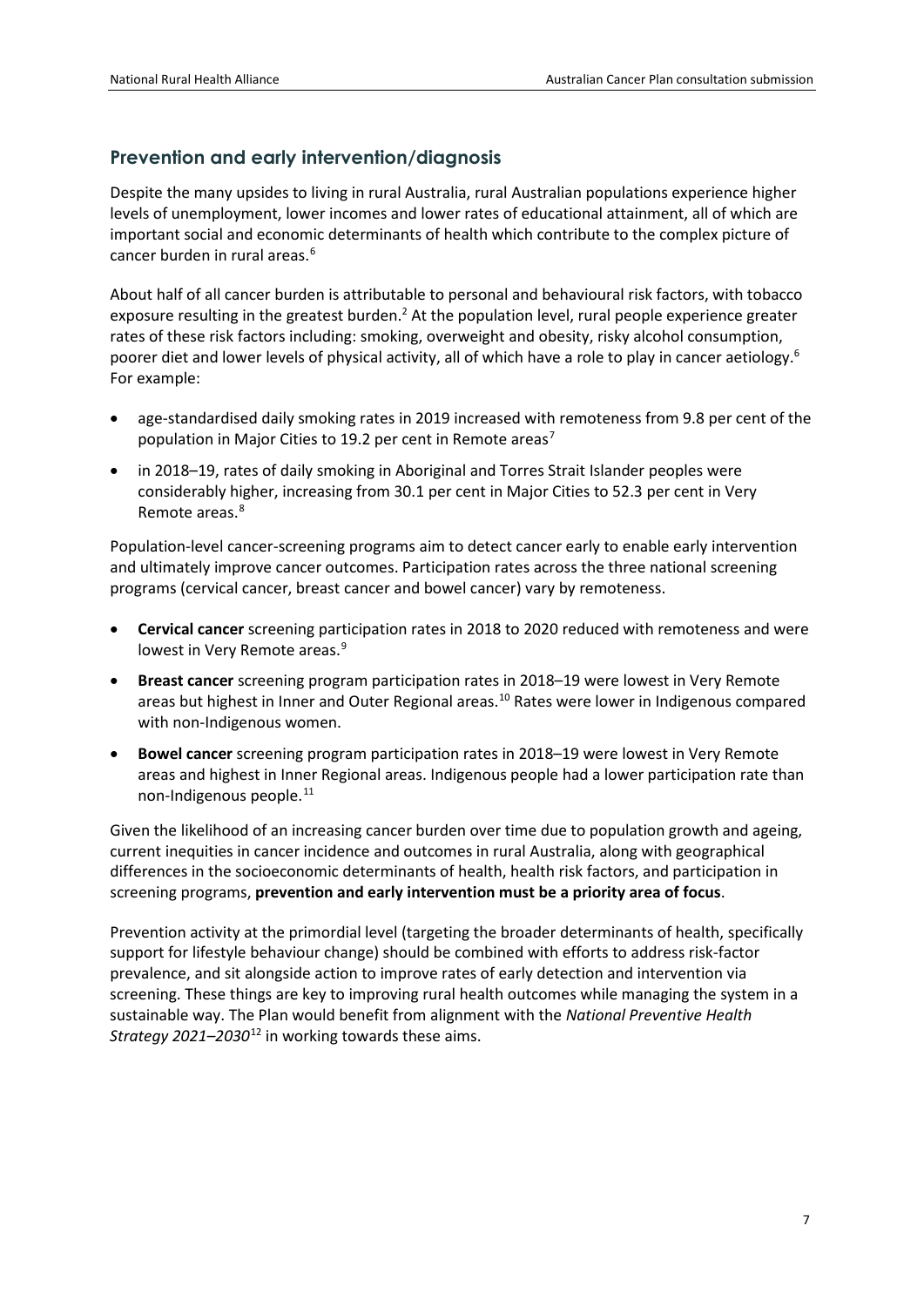## Prevention and early intervention/diagnosis

Despite the many upsides to living in rural Australia, rural Australian populations experience higher levels of unemployment, lower incomes and lower rates of educational attainment, all of which are important social and economic determinants of health which contribute to the complex picture of cancer burden in rural areas.[6]

About half of all cancer burden is attributable to personal and behavioural risk factors, with tobacco exposure resulting in the greatest burden.[2] At the population level, rural people experience greater rates of these risk factors including: smoking, overweight and obesity, risky alcohol consumption, poorer diet and lower levels of physical activity, all of which have a role to play in cancer aetiology.[6] For example:

- age-standardised daily smoking rates in 2019 increased with remoteness from 9.8 per cent of the population in Major Cities to 19.2 per cent in Remote areas[7]
- in 2018–19, rates of daily smoking in Aboriginal and Torres Strait Islander peoples were considerably higher, increasing from 30.1 per cent in Major Cities to 52.3 per cent in Very Remote areas.[8]

Population-level cancer-screening programs aim to detect cancer early to enable early intervention and ultimately improve cancer outcomes. Participation rates across the three national screening programs (cervical cancer, breast cancer and bowel cancer) vary by remoteness.

- **Cervical cancer** screening participation rates in 2018 to 2020 reduced with remoteness and were lowest in Very Remote areas.[9]
- **Breast cancer** screening program participation rates in 2018–19 were lowest in Very Remote areas but highest in Inner and Outer Regional areas.[10] Rates were lower in Indigenous compared with non-Indigenous women.
- **Bowel cancer** screening program participation rates in 2018–19 were lowest in Very Remote areas and highest in Inner Regional areas. Indigenous people had a lower participation rate than non-Indigenous people.[11]

Given the likelihood of an increasing cancer burden over time due to population growth and ageing, current inequities in cancer incidence and outcomes in rural Australia, along with geographical differences in the socioeconomic determinants of health, health risk factors, and participation in screening programs, **prevention and early intervention must be a priority area of focus**.

Prevention activity at the primordial level (targeting the broader determinants of health, specifically support for lifestyle behaviour change) should be combined with efforts to address risk-factor prevalence, and sit alongside action to improve rates of early detection and intervention via screening. These things are key to improving rural health outcomes while managing the system in a sustainable way. The Plan would benefit from alignment with the *National Preventive Health Strategy 2021–2030*[12] in working towards these aims.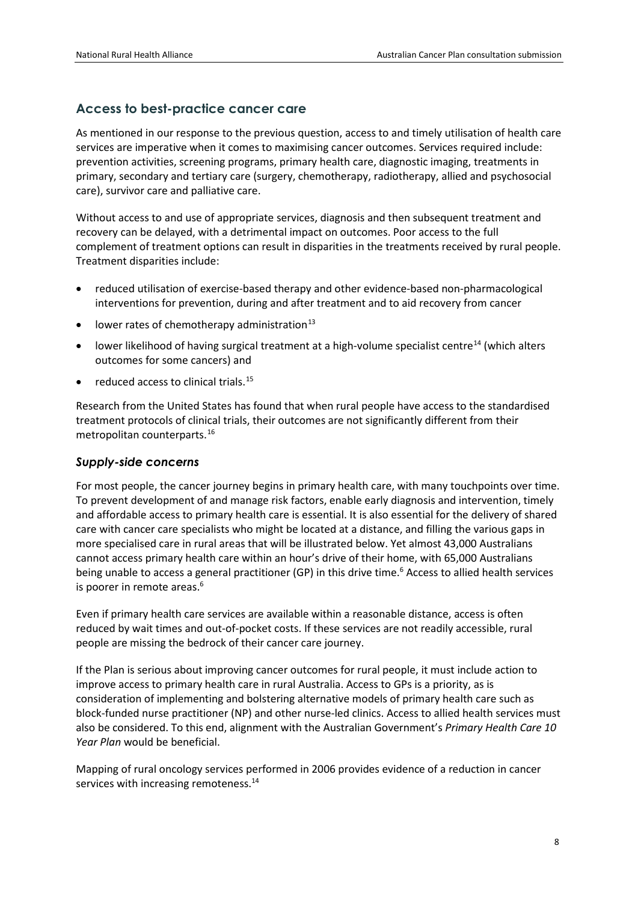## Access to best-practice cancer care

As mentioned in our response to the previous question, access to and timely utilisation of health care services are imperative when it comes to maximising cancer outcomes. Services required include: prevention activities, screening programs, primary health care, diagnostic imaging, treatments in primary, secondary and tertiary care (surgery, chemotherapy, radiotherapy, allied and psychosocial care), survivor care and palliative care.

Without access to and use of appropriate services, diagnosis and then subsequent treatment and recovery can be delayed, with a detrimental impact on outcomes. Poor access to the full complement of treatment options can result in disparities in the treatments received by rural people. Treatment disparities include:

- reduced utilisation of exercise-based therapy and other evidence-based non-pharmacological interventions for prevention, during and after treatment and to aid recovery from cancer
- lower rates of chemotherapy administration[13]
- lower likelihood of having surgical treatment at a high-volume specialist centre[14] (which alters outcomes for some cancers) and
- reduced access to clinical trials.[15]

Research from the United States has found that when rural people have access to the standardised treatment protocols of clinical trials, their outcomes are not significantly different from their metropolitan counterparts.[16]

### *Supply-side concerns*

For most people, the cancer journey begins in primary health care, with many touchpoints over time. To prevent development of and manage risk factors, enable early diagnosis and intervention, timely and affordable access to primary health care is essential. It is also essential for the delivery of shared care with cancer care specialists who might be located at a distance, and filling the various gaps in more specialised care in rural areas that will be illustrated below. Yet almost 43,000 Australians cannot access primary health care within an hour's drive of their home, with 65,000 Australians being unable to access a general practitioner (GP) in this drive time.[6] Access to allied health services is poorer in remote areas.[6]

Even if primary health care services are available within a reasonable distance, access is often reduced by wait times and out-of-pocket costs. If these services are not readily accessible, rural people are missing the bedrock of their cancer care journey.

If the Plan is serious about improving cancer outcomes for rural people, it must include action to improve access to primary health care in rural Australia. Access to GPs is a priority, as is consideration of implementing and bolstering alternative models of primary health care such as block-funded nurse practitioner (NP) and other nurse-led clinics. Access to allied health services must also be considered. To this end, alignment with the Australian Government's *Primary Health Care 10 Year Plan* would be beneficial.

Mapping of rural oncology services performed in 2006 provides evidence of a reduction in cancer services with increasing remoteness.[14]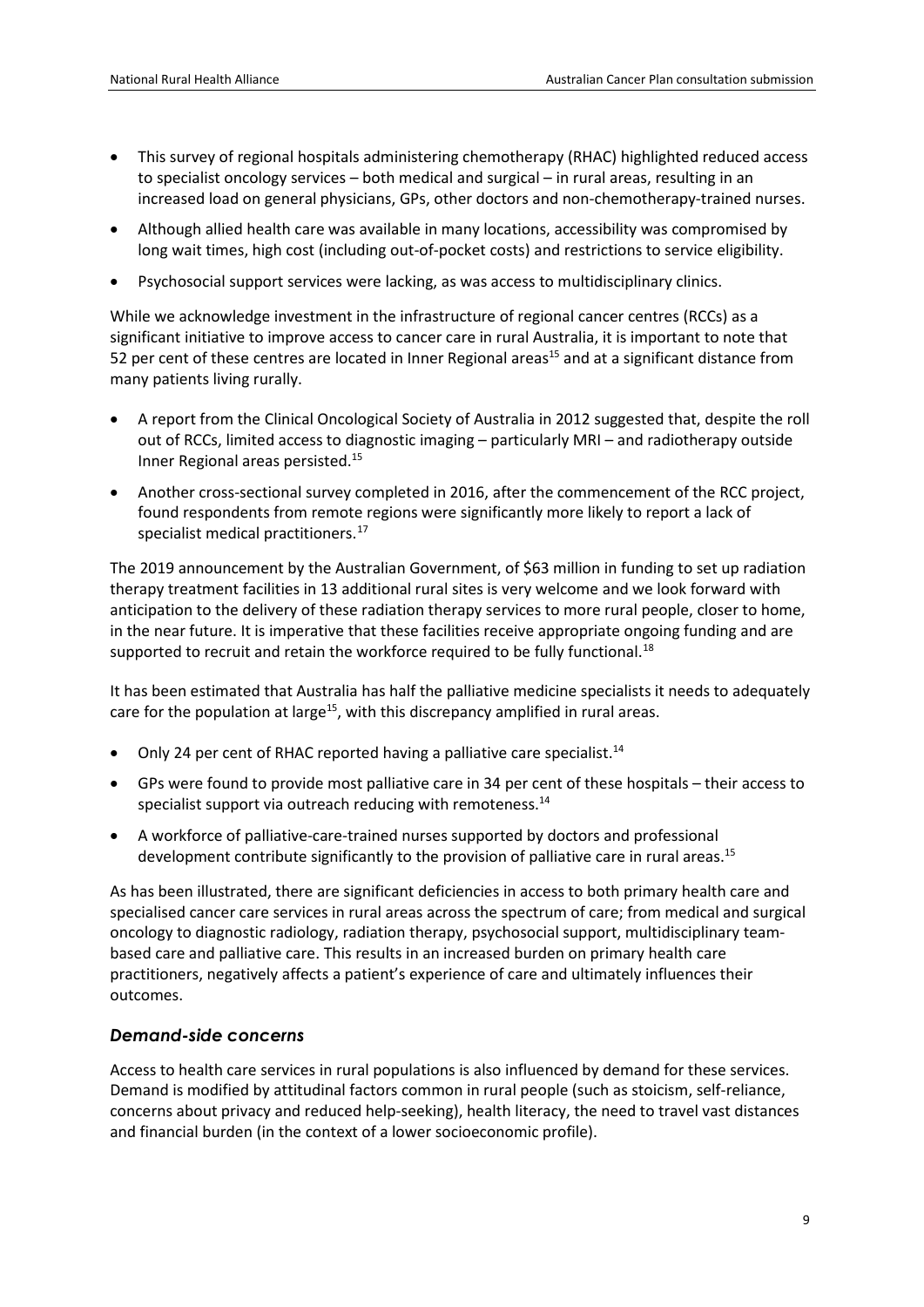- This survey of regional hospitals administering chemotherapy (RHAC) highlighted reduced access to specialist oncology services – both medical and surgical – in rural areas, resulting in an increased load on general physicians, GPs, other doctors and non-chemotherapy-trained nurses.
- Although allied health care was available in many locations, accessibility was compromised by long wait times, high cost (including out-of-pocket costs) and restrictions to service eligibility.
- Psychosocial support services were lacking, as was access to multidisciplinary clinics.

While we acknowledge investment in the infrastructure of regional cancer centres (RCCs) as a significant initiative to improve access to cancer care in rural Australia, it is important to note that 52 per cent of these centres are located in Inner Regional areas[15] and at a significant distance from many patients living rurally.

- A report from the Clinical Oncological Society of Australia in 2012 suggested that, despite the roll out of RCCs, limited access to diagnostic imaging – particularly MRI – and radiotherapy outside Inner Regional areas persisted.[15]
- Another cross-sectional survey completed in 2016, after the commencement of the RCC project, found respondents from remote regions were significantly more likely to report a lack of specialist medical practitioners.[17]

The 2019 announcement by the Australian Government, of $63 million in funding to set up radiation therapy treatment facilities in 13 additional rural sites is very welcome and we look forward with anticipation to the delivery of these radiation therapy services to more rural people, closer to home, in the near future. It is imperative that these facilities receive appropriate ongoing funding and are supported to recruit and retain the workforce required to be fully functional.[18]

It has been estimated that Australia has half the palliative medicine specialists it needs to adequately care for the population at large[15], with this discrepancy amplified in rural areas.

- Only 24 per cent of RHAC reported having a palliative care specialist.[14]
- GPs were found to provide most palliative care in 34 per cent of these hospitals – their access to specialist support via outreach reducing with remoteness.[14]
- A workforce of palliative-care-trained nurses supported by doctors and professional development contribute significantly to the provision of palliative care in rural areas.[15]

As has been illustrated, there are significant deficiencies in access to both primary health care and specialised cancer care services in rural areas across the spectrum of care; from medical and surgical oncology to diagnostic radiology, radiation therapy, psychosocial support, multidisciplinary team-based care and palliative care. This results in an increased burden on primary health care practitioners, negatively affects a patient's experience of care and ultimately influences their outcomes.

### *Demand-side concerns*

Access to health care services in rural populations is also influenced by demand for these services. Demand is modified by attitudinal factors common in rural people (such as stoicism, self-reliance, concerns about privacy and reduced help-seeking), health literacy, the need to travel vast distances and financial burden (in the context of a lower socioeconomic profile).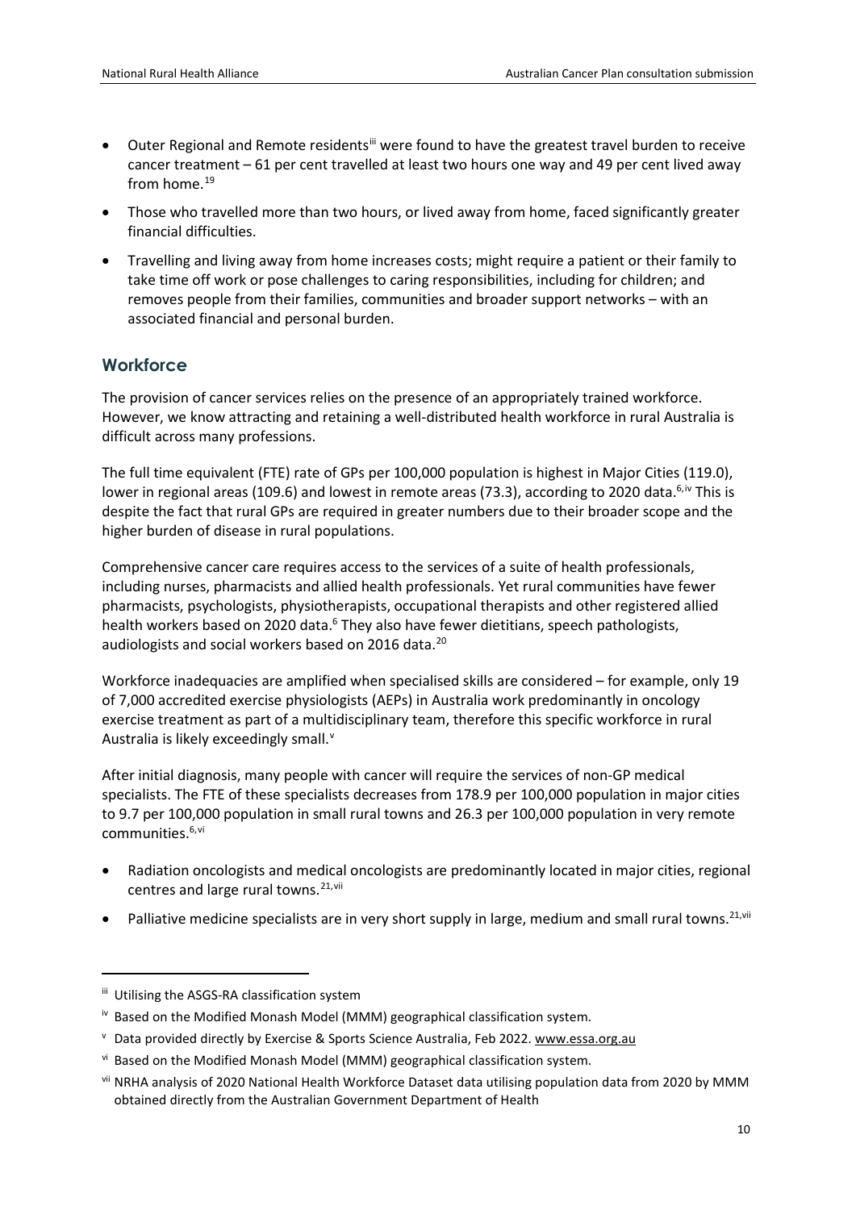- Outer Regional and Remote residents[iii] were found to have the greatest travel burden to receive cancer treatment – 61 per cent travelled at least two hours one way and 49 per cent lived away from home.[19]
- Those who travelled more than two hours, or lived away from home, faced significantly greater financial difficulties.
- Travelling and living away from home increases costs; might require a patient or their family to take time off work or pose challenges to caring responsibilities, including for children; and removes people from their families, communities and broader support networks – with an associated financial and personal burden.

## Workforce

The provision of cancer services relies on the presence of an appropriately trained workforce. However, we know attracting and retaining a well-distributed health workforce in rural Australia is difficult across many professions.

The full time equivalent (FTE) rate of GPs per 100,000 population is highest in Major Cities (119.0), lower in regional areas (109.6) and lowest in remote areas (73.3), according to 2020 data.[6,iv] This is despite the fact that rural GPs are required in greater numbers due to their broader scope and the higher burden of disease in rural populations.

Comprehensive cancer care requires access to the services of a suite of health professionals, including nurses, pharmacists and allied health professionals. Yet rural communities have fewer pharmacists, psychologists, physiotherapists, occupational therapists and other registered allied health workers based on 2020 data.[6] They also have fewer dietitians, speech pathologists, audiologists and social workers based on 2016 data.[20]

Workforce inadequacies are amplified when specialised skills are considered – for example, only 19 of 7,000 accredited exercise physiologists (AEPs) in Australia work predominantly in oncology exercise treatment as part of a multidisciplinary team, therefore this specific workforce in rural Australia is likely exceedingly small.[v]

After initial diagnosis, many people with cancer will require the services of non-GP medical specialists. The FTE of these specialists decreases from 178.9 per 100,000 population in major cities to 9.7 per 100,000 population in small rural towns and 26.3 per 100,000 population in very remote communities.[6,vi]

- Radiation oncologists and medical oncologists are predominantly located in major cities, regional centres and large rural towns.[21,vii]
- Palliative medicine specialists are in very short supply in large, medium and small rural towns.[21,vii]

---

[iii] Utilising the ASGS-RA classification system

[iv] Based on the Modified Monash Model (MMM) geographical classification system.

[v] Data provided directly by Exercise & Sports Science Australia, Feb 2022. www.essa.org.au

[vi] Based on the Modified Monash Model (MMM) geographical classification system.

[vii] NRHA analysis of 2020 National Health Workforce Dataset data utilising population data from 2020 by MMM obtained directly from the Australian Government Department of Health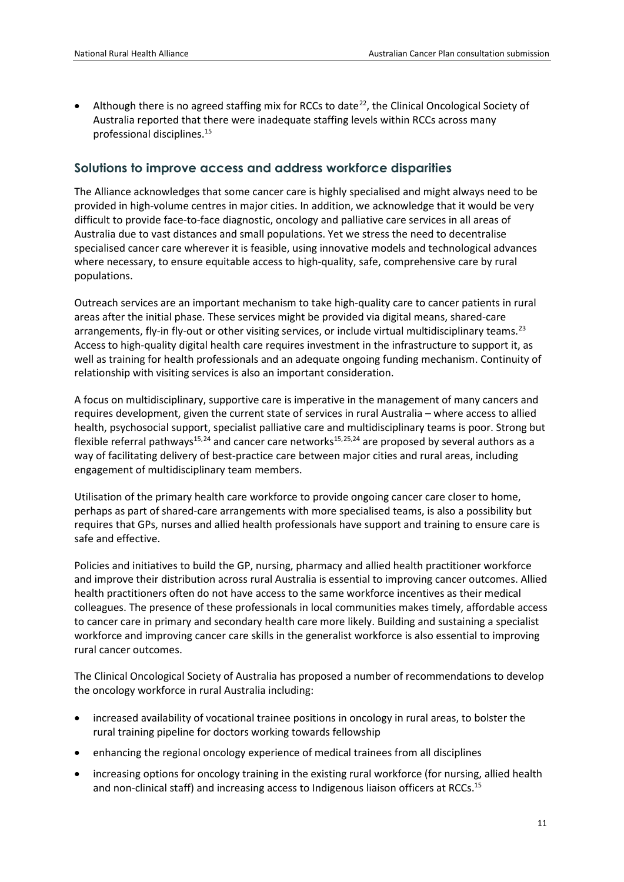- Although there is no agreed staffing mix for RCCs to date[22], the Clinical Oncological Society of Australia reported that there were inadequate staffing levels within RCCs across many professional disciplines.[15]

## Solutions to improve access and address workforce disparities

The Alliance acknowledges that some cancer care is highly specialised and might always need to be provided in high-volume centres in major cities. In addition, we acknowledge that it would be very difficult to provide face-to-face diagnostic, oncology and palliative care services in all areas of Australia due to vast distances and small populations. Yet we stress the need to decentralise specialised cancer care wherever it is feasible, using innovative models and technological advances where necessary, to ensure equitable access to high-quality, safe, comprehensive care by rural populations.

Outreach services are an important mechanism to take high-quality care to cancer patients in rural areas after the initial phase. These services might be provided via digital means, shared-care arrangements, fly-in fly-out or other visiting services, or include virtual multidisciplinary teams.[23] Access to high-quality digital health care requires investment in the infrastructure to support it, as well as training for health professionals and an adequate ongoing funding mechanism. Continuity of relationship with visiting services is also an important consideration.

A focus on multidisciplinary, supportive care is imperative in the management of many cancers and requires development, given the current state of services in rural Australia – where access to allied health, psychosocial support, specialist palliative care and multidisciplinary teams is poor. Strong but flexible referral pathways[15,24] and cancer care networks[15,25,24] are proposed by several authors as a way of facilitating delivery of best-practice care between major cities and rural areas, including engagement of multidisciplinary team members.

Utilisation of the primary health care workforce to provide ongoing cancer care closer to home, perhaps as part of shared-care arrangements with more specialised teams, is also a possibility but requires that GPs, nurses and allied health professionals have support and training to ensure care is safe and effective.

Policies and initiatives to build the GP, nursing, pharmacy and allied health practitioner workforce and improve their distribution across rural Australia is essential to improving cancer outcomes. Allied health practitioners often do not have access to the same workforce incentives as their medical colleagues. The presence of these professionals in local communities makes timely, affordable access to cancer care in primary and secondary health care more likely. Building and sustaining a specialist workforce and improving cancer care skills in the generalist workforce is also essential to improving rural cancer outcomes.

The Clinical Oncological Society of Australia has proposed a number of recommendations to develop the oncology workforce in rural Australia including:

- increased availability of vocational trainee positions in oncology in rural areas, to bolster the rural training pipeline for doctors working towards fellowship
- enhancing the regional oncology experience of medical trainees from all disciplines
- increasing options for oncology training in the existing rural workforce (for nursing, allied health and non-clinical staff) and increasing access to Indigenous liaison officers at RCCs.[15]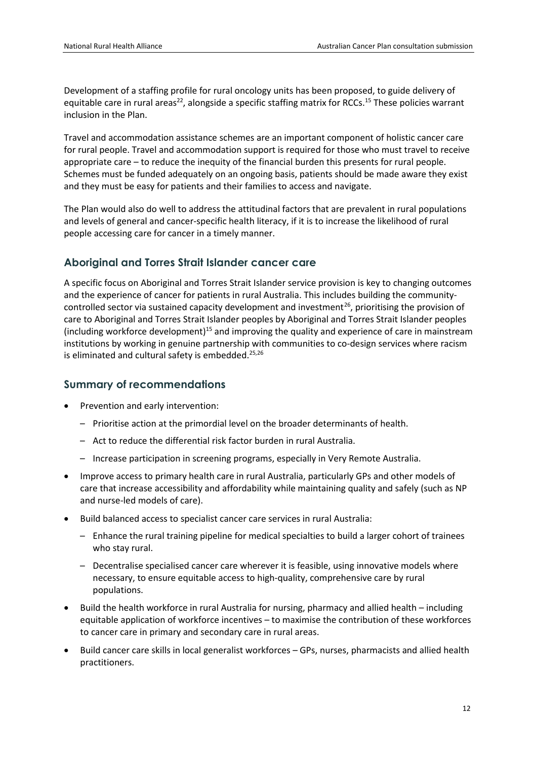Development of a staffing profile for rural oncology units has been proposed, to guide delivery of equitable care in rural areas[22], alongside a specific staffing matrix for RCCs.[15] These policies warrant inclusion in the Plan.

Travel and accommodation assistance schemes are an important component of holistic cancer care for rural people. Travel and accommodation support is required for those who must travel to receive appropriate care – to reduce the inequity of the financial burden this presents for rural people. Schemes must be funded adequately on an ongoing basis, patients should be made aware they exist and they must be easy for patients and their families to access and navigate.

The Plan would also do well to address the attitudinal factors that are prevalent in rural populations and levels of general and cancer-specific health literacy, if it is to increase the likelihood of rural people accessing care for cancer in a timely manner.

## Aboriginal and Torres Strait Islander cancer care

A specific focus on Aboriginal and Torres Strait Islander service provision is key to changing outcomes and the experience of cancer for patients in rural Australia. This includes building the community-controlled sector via sustained capacity development and investment[26], prioritising the provision of care to Aboriginal and Torres Strait Islander peoples by Aboriginal and Torres Strait Islander peoples (including workforce development)[15] and improving the quality and experience of care in mainstream institutions by working in genuine partnership with communities to co-design services where racism is eliminated and cultural safety is embedded.[25,26]

## Summary of recommendations

- Prevention and early intervention:
  - Prioritise action at the primordial level on the broader determinants of health.
  - Act to reduce the differential risk factor burden in rural Australia.
  - Increase participation in screening programs, especially in Very Remote Australia.
- Improve access to primary health care in rural Australia, particularly GPs and other models of care that increase accessibility and affordability while maintaining quality and safely (such as NP and nurse-led models of care).
- Build balanced access to specialist cancer care services in rural Australia:
  - Enhance the rural training pipeline for medical specialties to build a larger cohort of trainees who stay rural.
  - Decentralise specialised cancer care wherever it is feasible, using innovative models where necessary, to ensure equitable access to high-quality, comprehensive care by rural populations.
- Build the health workforce in rural Australia for nursing, pharmacy and allied health – including equitable application of workforce incentives – to maximise the contribution of these workforces to cancer care in primary and secondary care in rural areas.
- Build cancer care skills in local generalist workforces – GPs, nurses, pharmacists and allied health practitioners.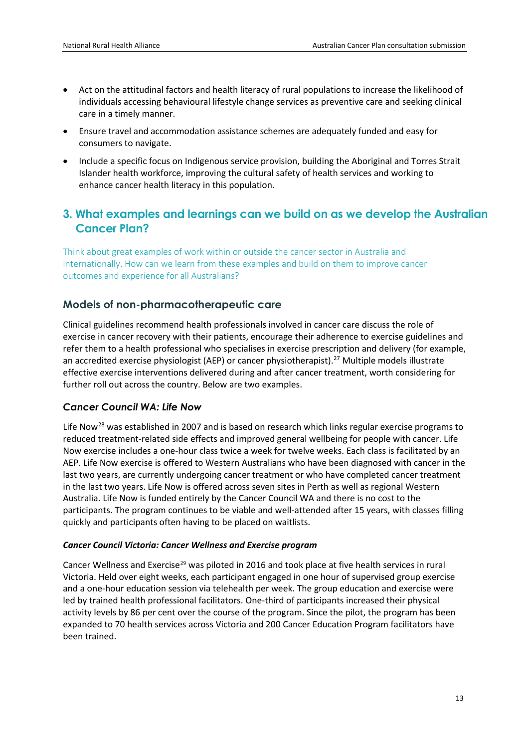- Act on the attitudinal factors and health literacy of rural populations to increase the likelihood of individuals accessing behavioural lifestyle change services as preventive care and seeking clinical care in a timely manner.
- Ensure travel and accommodation assistance schemes are adequately funded and easy for consumers to navigate.
- Include a specific focus on Indigenous service provision, building the Aboriginal and Torres Strait Islander health workforce, improving the cultural safety of health services and working to enhance cancer health literacy in this population.

## 3. What examples and learnings can we build on as we develop the Australian Cancer Plan?

Think about great examples of work within or outside the cancer sector in Australia and internationally. How can we learn from these examples and build on them to improve cancer outcomes and experience for all Australians?

### Models of non-pharmacotherapeutic care

Clinical guidelines recommend health professionals involved in cancer care discuss the role of exercise in cancer recovery with their patients, encourage their adherence to exercise guidelines and refer them to a health professional who specialises in exercise prescription and delivery (for example, an accredited exercise physiologist (AEP) or cancer physiotherapist).[27] Multiple models illustrate effective exercise interventions delivered during and after cancer treatment, worth considering for further roll out across the country. Below are two examples.

### *Cancer Council WA: Life Now*

Life Now[28] was established in 2007 and is based on research which links regular exercise programs to reduced treatment-related side effects and improved general wellbeing for people with cancer. Life Now exercise includes a one-hour class twice a week for twelve weeks. Each class is facilitated by an AEP. Life Now exercise is offered to Western Australians who have been diagnosed with cancer in the last two years, are currently undergoing cancer treatment or who have completed cancer treatment in the last two years. Life Now is offered across seven sites in Perth as well as regional Western Australia. Life Now is funded entirely by the Cancer Council WA and there is no cost to the participants. The program continues to be viable and well-attended after 15 years, with classes filling quickly and participants often having to be placed on waitlists.

#### *Cancer Council Victoria: Cancer Wellness and Exercise program*

Cancer Wellness and Exercise[29] was piloted in 2016 and took place at five health services in rural Victoria. Held over eight weeks, each participant engaged in one hour of supervised group exercise and a one-hour education session via telehealth per week. The group education and exercise were led by trained health professional facilitators. One-third of participants increased their physical activity levels by 86 per cent over the course of the program. Since the pilot, the program has been expanded to 70 health services across Victoria and 200 Cancer Education Program facilitators have been trained.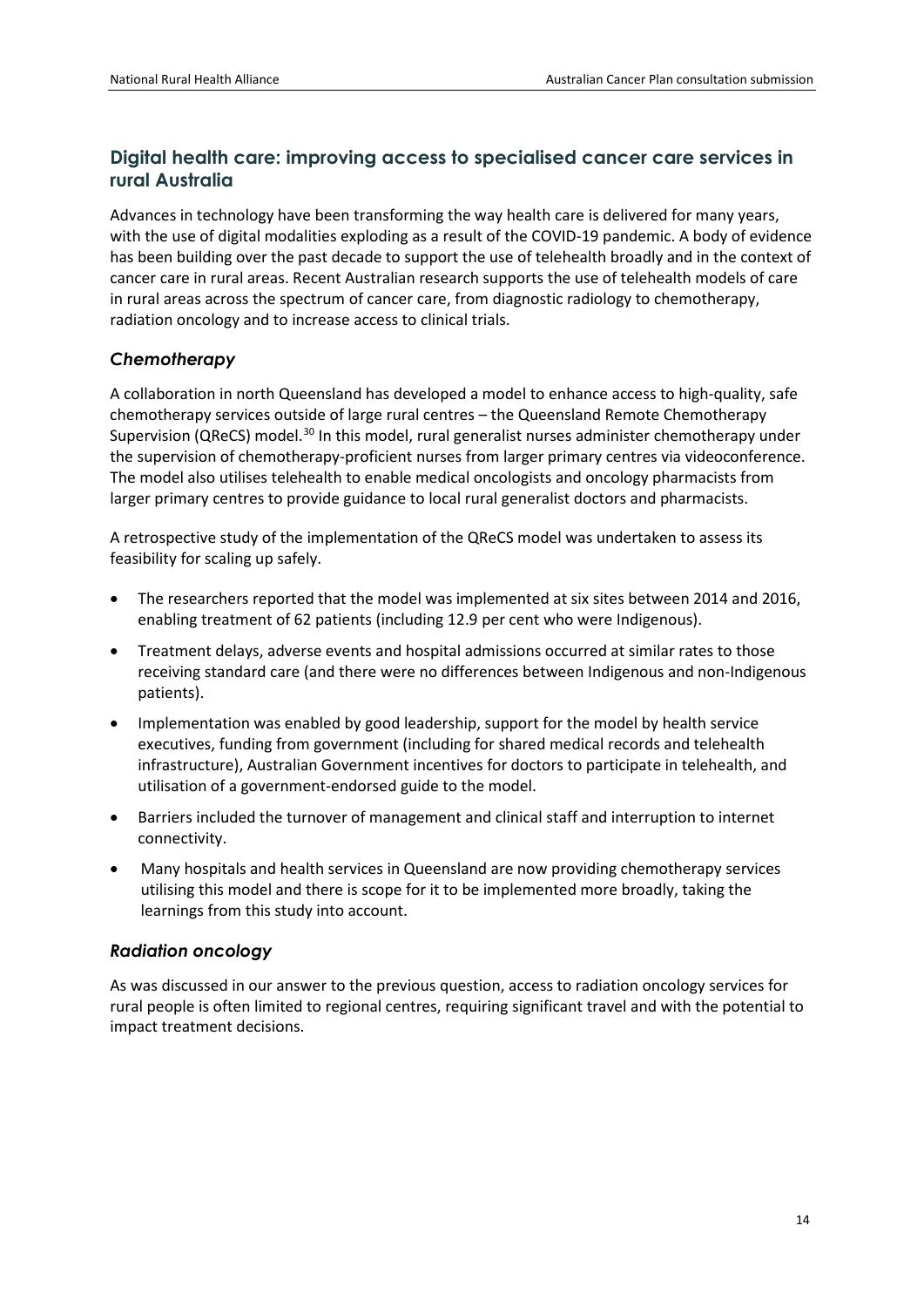## Digital health care: improving access to specialised cancer care services in rural Australia

Advances in technology have been transforming the way health care is delivered for many years, with the use of digital modalities exploding as a result of the COVID-19 pandemic. A body of evidence has been building over the past decade to support the use of telehealth broadly and in the context of cancer care in rural areas. Recent Australian research supports the use of telehealth models of care in rural areas across the spectrum of cancer care, from diagnostic radiology to chemotherapy, radiation oncology and to increase access to clinical trials.

### *Chemotherapy*

A collaboration in north Queensland has developed a model to enhance access to high-quality, safe chemotherapy services outside of large rural centres – the Queensland Remote Chemotherapy Supervision (QReCS) model.[30] In this model, rural generalist nurses administer chemotherapy under the supervision of chemotherapy-proficient nurses from larger primary centres via videoconference. The model also utilises telehealth to enable medical oncologists and oncology pharmacists from larger primary centres to provide guidance to local rural generalist doctors and pharmacists.

A retrospective study of the implementation of the QReCS model was undertaken to assess its feasibility for scaling up safely.

- The researchers reported that the model was implemented at six sites between 2014 and 2016, enabling treatment of 62 patients (including 12.9 per cent who were Indigenous).
- Treatment delays, adverse events and hospital admissions occurred at similar rates to those receiving standard care (and there were no differences between Indigenous and non-Indigenous patients).
- Implementation was enabled by good leadership, support for the model by health service executives, funding from government (including for shared medical records and telehealth infrastructure), Australian Government incentives for doctors to participate in telehealth, and utilisation of a government-endorsed guide to the model.
- Barriers included the turnover of management and clinical staff and interruption to internet connectivity.
- Many hospitals and health services in Queensland are now providing chemotherapy services utilising this model and there is scope for it to be implemented more broadly, taking the learnings from this study into account.

### *Radiation oncology*

As was discussed in our answer to the previous question, access to radiation oncology services for rural people is often limited to regional centres, requiring significant travel and with the potential to impact treatment decisions.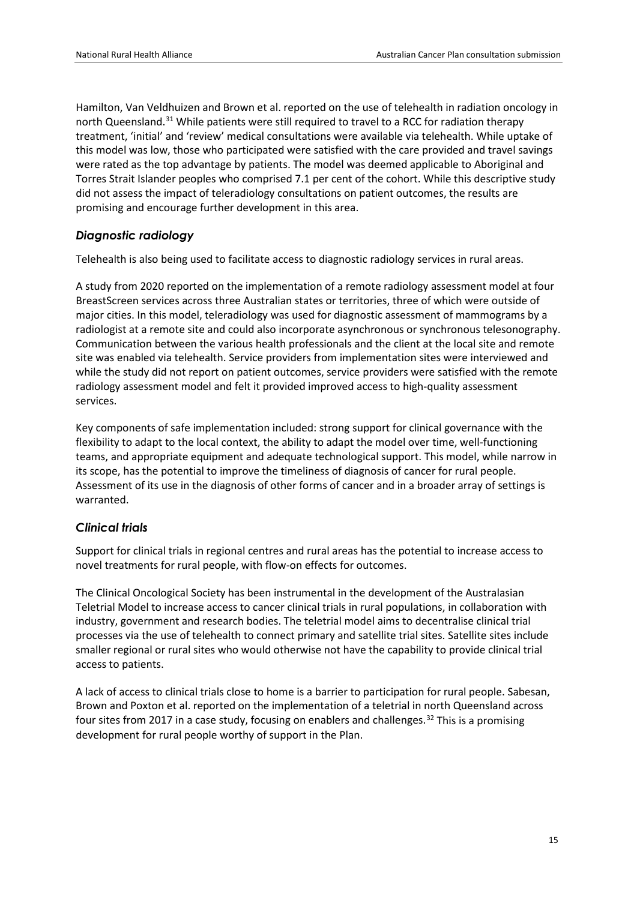Hamilton, Van Veldhuizen and Brown et al. reported on the use of telehealth in radiation oncology in north Queensland.[31] While patients were still required to travel to a RCC for radiation therapy treatment, 'initial' and 'review' medical consultations were available via telehealth. While uptake of this model was low, those who participated were satisfied with the care provided and travel savings were rated as the top advantage by patients. The model was deemed applicable to Aboriginal and Torres Strait Islander peoples who comprised 7.1 per cent of the cohort. While this descriptive study did not assess the impact of teleradiology consultations on patient outcomes, the results are promising and encourage further development in this area.

### *Diagnostic radiology*

Telehealth is also being used to facilitate access to diagnostic radiology services in rural areas.

A study from 2020 reported on the implementation of a remote radiology assessment model at four BreastScreen services across three Australian states or territories, three of which were outside of major cities. In this model, teleradiology was used for diagnostic assessment of mammograms by a radiologist at a remote site and could also incorporate asynchronous or synchronous telesonography. Communication between the various health professionals and the client at the local site and remote site was enabled via telehealth. Service providers from implementation sites were interviewed and while the study did not report on patient outcomes, service providers were satisfied with the remote radiology assessment model and felt it provided improved access to high-quality assessment services.

Key components of safe implementation included: strong support for clinical governance with the flexibility to adapt to the local context, the ability to adapt the model over time, well-functioning teams, and appropriate equipment and adequate technological support. This model, while narrow in its scope, has the potential to improve the timeliness of diagnosis of cancer for rural people. Assessment of its use in the diagnosis of other forms of cancer and in a broader array of settings is warranted.

### *Clinical trials*

Support for clinical trials in regional centres and rural areas has the potential to increase access to novel treatments for rural people, with flow-on effects for outcomes.

The Clinical Oncological Society has been instrumental in the development of the Australasian Teletrial Model to increase access to cancer clinical trials in rural populations, in collaboration with industry, government and research bodies. The teletrial model aims to decentralise clinical trial processes via the use of telehealth to connect primary and satellite trial sites. Satellite sites include smaller regional or rural sites who would otherwise not have the capability to provide clinical trial access to patients.

A lack of access to clinical trials close to home is a barrier to participation for rural people. Sabesan, Brown and Poxton et al. reported on the implementation of a teletrial in north Queensland across four sites from 2017 in a case study, focusing on enablers and challenges.[32] This is a promising development for rural people worthy of support in the Plan.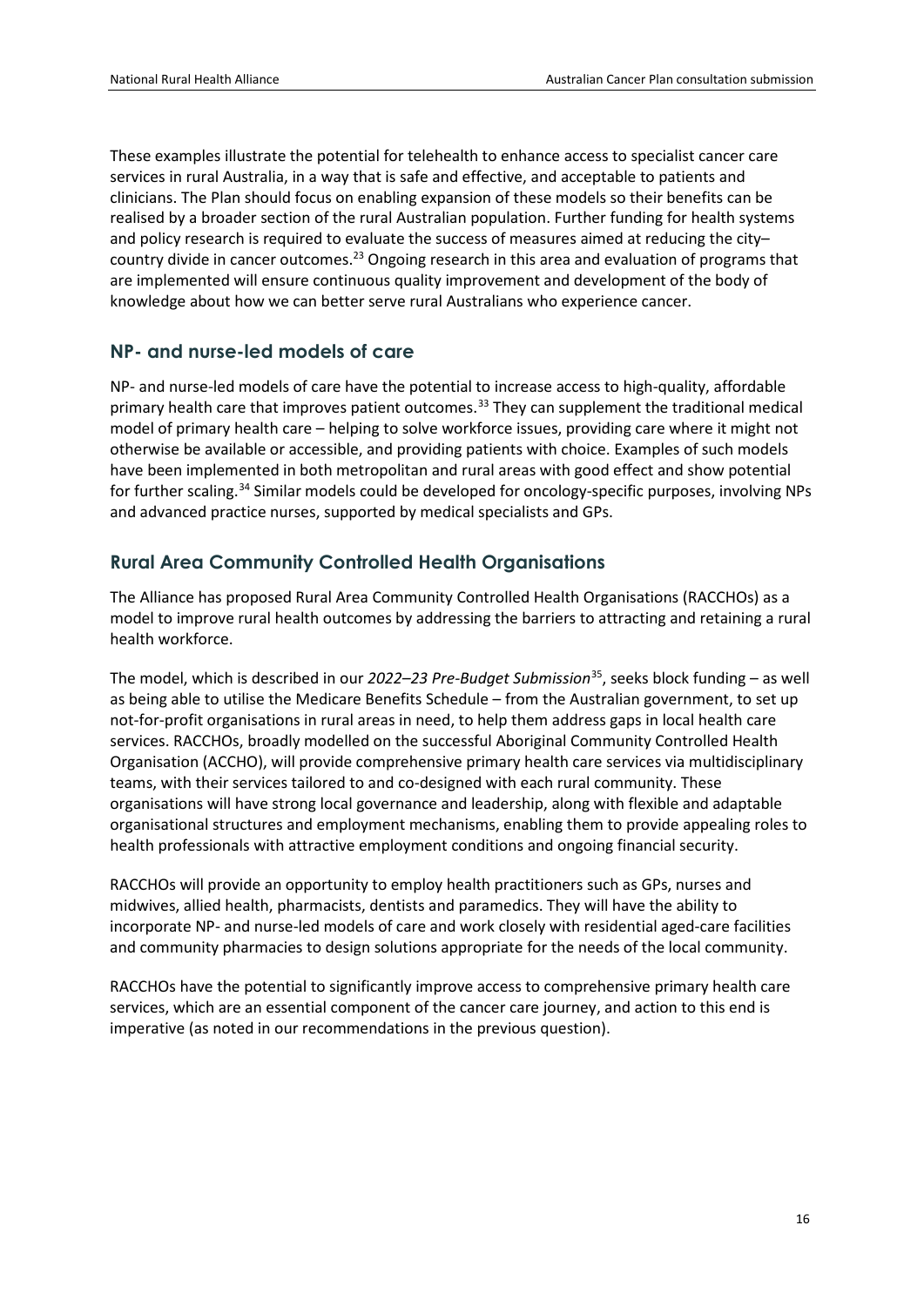These examples illustrate the potential for telehealth to enhance access to specialist cancer care services in rural Australia, in a way that is safe and effective, and acceptable to patients and clinicians. The Plan should focus on enabling expansion of these models so their benefits can be realised by a broader section of the rural Australian population. Further funding for health systems and policy research is required to evaluate the success of measures aimed at reducing the city–country divide in cancer outcomes.[23] Ongoing research in this area and evaluation of programs that are implemented will ensure continuous quality improvement and development of the body of knowledge about how we can better serve rural Australians who experience cancer.

## NP- and nurse-led models of care

NP- and nurse-led models of care have the potential to increase access to high-quality, affordable primary health care that improves patient outcomes.[33] They can supplement the traditional medical model of primary health care – helping to solve workforce issues, providing care where it might not otherwise be available or accessible, and providing patients with choice. Examples of such models have been implemented in both metropolitan and rural areas with good effect and show potential for further scaling.[34] Similar models could be developed for oncology-specific purposes, involving NPs and advanced practice nurses, supported by medical specialists and GPs.

## Rural Area Community Controlled Health Organisations

The Alliance has proposed Rural Area Community Controlled Health Organisations (RACCHOs) as a model to improve rural health outcomes by addressing the barriers to attracting and retaining a rural health workforce.

The model, which is described in our *2022–23 Pre-Budget Submission*[35], seeks block funding – as well as being able to utilise the Medicare Benefits Schedule – from the Australian government, to set up not-for-profit organisations in rural areas in need, to help them address gaps in local health care services. RACCHOs, broadly modelled on the successful Aboriginal Community Controlled Health Organisation (ACCHO), will provide comprehensive primary health care services via multidisciplinary teams, with their services tailored to and co-designed with each rural community. These organisations will have strong local governance and leadership, along with flexible and adaptable organisational structures and employment mechanisms, enabling them to provide appealing roles to health professionals with attractive employment conditions and ongoing financial security.

RACCHOs will provide an opportunity to employ health practitioners such as GPs, nurses and midwives, allied health, pharmacists, dentists and paramedics. They will have the ability to incorporate NP- and nurse-led models of care and work closely with residential aged-care facilities and community pharmacies to design solutions appropriate for the needs of the local community.

RACCHOs have the potential to significantly improve access to comprehensive primary health care services, which are an essential component of the cancer care journey, and action to this end is imperative (as noted in our recommendations in the previous question).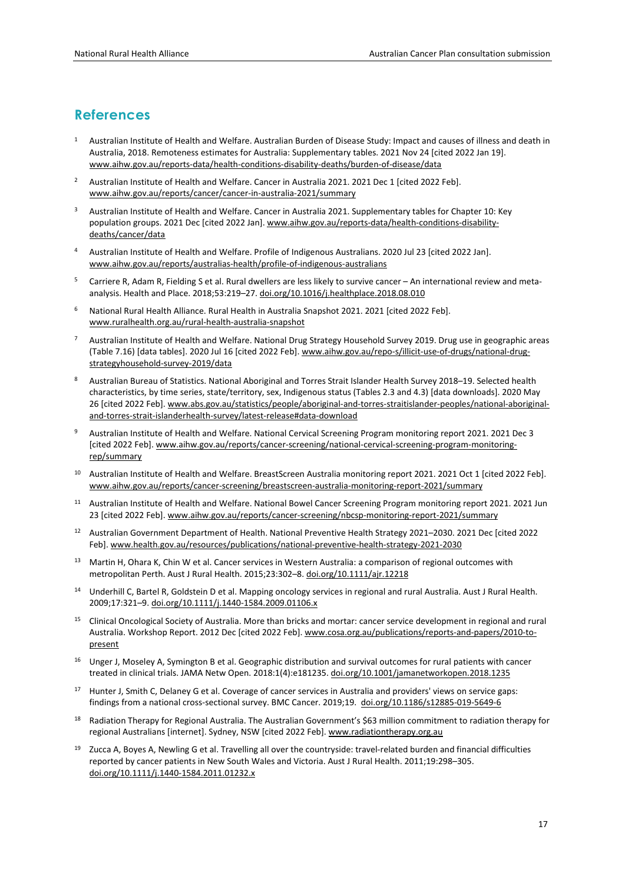## References

1. Australian Institute of Health and Welfare. Australian Burden of Disease Study: Impact and causes of illness and death in Australia, 2018. Remoteness estimates for Australia: Supplementary tables. 2021 Nov 24 [cited 2022 Jan 19]. www.aihw.gov.au/reports-data/health-conditions-disability-deaths/burden-of-disease/data

2. Australian Institute of Health and Welfare. Cancer in Australia 2021. 2021 Dec 1 [cited 2022 Feb]. www.aihw.gov.au/reports/cancer/cancer-in-australia-2021/summary

3. Australian Institute of Health and Welfare. Cancer in Australia 2021. Supplementary tables for Chapter 10: Key population groups. 2021 Dec [cited 2022 Jan]. www.aihw.gov.au/reports-data/health-conditions-disability-deaths/cancer/data

4. Australian Institute of Health and Welfare. Profile of Indigenous Australians. 2020 Jul 23 [cited 2022 Jan]. www.aihw.gov.au/reports/australias-health/profile-of-indigenous-australians

5. Carriere R, Adam R, Fielding S et al. Rural dwellers are less likely to survive cancer – An international review and meta-analysis. Health and Place. 2018;53:219–27. doi.org/10.1016/j.healthplace.2018.08.010

6. National Rural Health Alliance. Rural Health in Australia Snapshot 2021. 2021 [cited 2022 Feb]. www.ruralhealth.org.au/rural-health-australia-snapshot

7. Australian Institute of Health and Welfare. National Drug Strategy Household Survey 2019. Drug use in geographic areas (Table 7.16) [data tables]. 2020 Jul 16 [cited 2022 Feb]. www.aihw.gov.au/repo-s/illicit-use-of-drugs/national-drug-strategyhousehold-survey-2019/data

8. Australian Bureau of Statistics. National Aboriginal and Torres Strait Islander Health Survey 2018–19. Selected health characteristics, by time series, state/territory, sex, Indigenous status (Tables 2.3 and 4.3) [data downloads]. 2020 May 26 [cited 2022 Feb]. www.abs.gov.au/statistics/people/aboriginal-and-torres-straitislander-peoples/national-aboriginal-and-torres-strait-islanderhealth-survey/latest-release#data-download

9. Australian Institute of Health and Welfare. National Cervical Screening Program monitoring report 2021. 2021 Dec 3 [cited 2022 Feb]. www.aihw.gov.au/reports/cancer-screening/national-cervical-screening-program-monitoring-rep/summary

10. Australian Institute of Health and Welfare. BreastScreen Australia monitoring report 2021. 2021 Oct 1 [cited 2022 Feb]. www.aihw.gov.au/reports/cancer-screening/breastscreen-australia-monitoring-report-2021/summary

11. Australian Institute of Health and Welfare. National Bowel Cancer Screening Program monitoring report 2021. 2021 Jun 23 [cited 2022 Feb]. www.aihw.gov.au/reports/cancer-screening/nbcsp-monitoring-report-2021/summary

12. Australian Government Department of Health. National Preventive Health Strategy 2021–2030. 2021 Dec [cited 2022 Feb]. www.health.gov.au/resources/publications/national-preventive-health-strategy-2021-2030

13. Martin H, Ohara K, Chin W et al. Cancer services in Western Australia: a comparison of regional outcomes with metropolitan Perth. Aust J Rural Health. 2015;23:302–8. doi.org/10.1111/ajr.12218

14. Underhill C, Bartel R, Goldstein D et al. Mapping oncology services in regional and rural Australia. Aust J Rural Health. 2009;17:321–9. doi.org/10.1111/j.1440-1584.2009.01106.x

15. Clinical Oncological Society of Australia. More than bricks and mortar: cancer service development in regional and rural Australia. Workshop Report. 2012 Dec [cited 2022 Feb]. www.cosa.org.au/publications/reports-and-papers/2010-to-present

16. Unger J, Moseley A, Symington B et al. Geographic distribution and survival outcomes for rural patients with cancer treated in clinical trials. JAMA Netw Open. 2018:1(4):e181235. doi.org/10.1001/jamanetworkopen.2018.1235

17. Hunter J, Smith C, Delaney G et al. Coverage of cancer services in Australia and providers' views on service gaps: findings from a national cross-sectional survey. BMC Cancer. 2019;19. doi.org/10.1186/s12885-019-5649-6

18. Radiation Therapy for Regional Australia. The Australian Government's $63 million commitment to radiation therapy for regional Australians [internet]. Sydney, NSW [cited 2022 Feb]. www.radiationtherapy.org.au

19. Zucca A, Boyes A, Newling G et al. Travelling all over the countryside: travel-related burden and financial difficulties reported by cancer patients in New South Wales and Victoria. Aust J Rural Health. 2011;19:298–305. doi.org/10.1111/j.1440-1584.2011.01232.x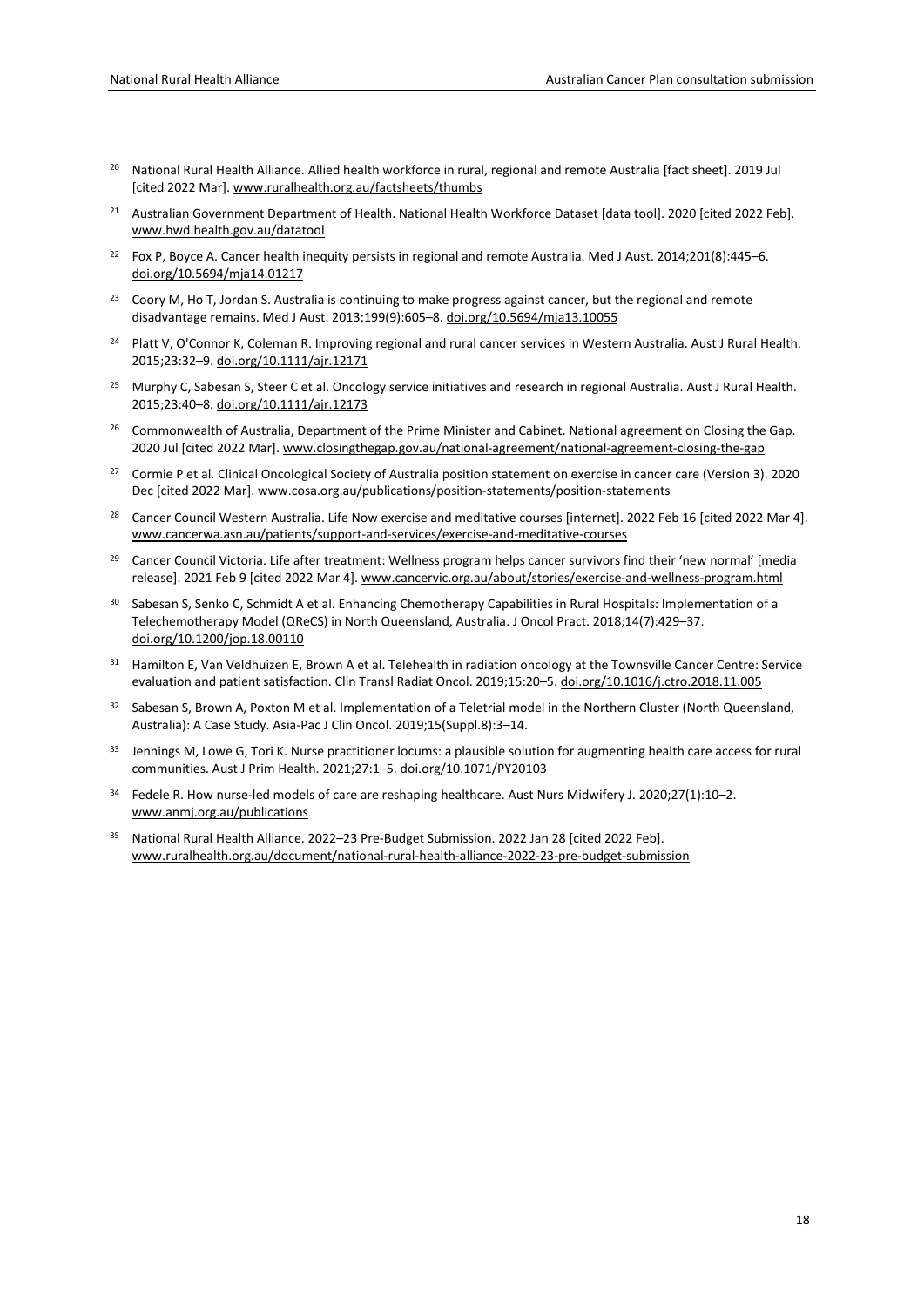[20] National Rural Health Alliance. Allied health workforce in rural, regional and remote Australia [fact sheet]. 2019 Jul [cited 2022 Mar]. www.ruralhealth.org.au/factsheets/thumbs

[21] Australian Government Department of Health. National Health Workforce Dataset [data tool]. 2020 [cited 2022 Feb]. www.hwd.health.gov.au/datatool

[22] Fox P, Boyce A. Cancer health inequity persists in regional and remote Australia. Med J Aust. 2014;201(8):445–6. doi.org/10.5694/mja14.01217

[23] Coory M, Ho T, Jordan S. Australia is continuing to make progress against cancer, but the regional and remote disadvantage remains. Med J Aust. 2013;199(9):605–8. doi.org/10.5694/mja13.10055

[24] Platt V, O'Connor K, Coleman R. Improving regional and rural cancer services in Western Australia. Aust J Rural Health. 2015;23:32–9. doi.org/10.1111/ajr.12171

[25] Murphy C, Sabesan S, Steer C et al. Oncology service initiatives and research in regional Australia. Aust J Rural Health. 2015;23:40–8. doi.org/10.1111/ajr.12173

[26] Commonwealth of Australia, Department of the Prime Minister and Cabinet. National agreement on Closing the Gap. 2020 Jul [cited 2022 Mar]. www.closingthegap.gov.au/national-agreement/national-agreement-closing-the-gap

[27] Cormie P et al. Clinical Oncological Society of Australia position statement on exercise in cancer care (Version 3). 2020 Dec [cited 2022 Mar]. www.cosa.org.au/publications/position-statements/position-statements

[28] Cancer Council Western Australia. Life Now exercise and meditative courses [internet]. 2022 Feb 16 [cited 2022 Mar 4]. www.cancerwa.asn.au/patients/support-and-services/exercise-and-meditative-courses

[29] Cancer Council Victoria. Life after treatment: Wellness program helps cancer survivors find their 'new normal' [media release]. 2021 Feb 9 [cited 2022 Mar 4]. www.cancervic.org.au/about/stories/exercise-and-wellness-program.html

[30] Sabesan S, Senko C, Schmidt A et al. Enhancing Chemotherapy Capabilities in Rural Hospitals: Implementation of a Telechemotherapy Model (QReCS) in North Queensland, Australia. J Oncol Pract. 2018;14(7):429–37. doi.org/10.1200/jop.18.00110

[31] Hamilton E, Van Veldhuizen E, Brown A et al. Telehealth in radiation oncology at the Townsville Cancer Centre: Service evaluation and patient satisfaction. Clin Transl Radiat Oncol. 2019;15:20–5. doi.org/10.1016/j.ctro.2018.11.005

[32] Sabesan S, Brown A, Poxton M et al. Implementation of a Teletrial model in the Northern Cluster (North Queensland, Australia): A Case Study. Asia-Pac J Clin Oncol. 2019;15(Suppl.8):3–14.

[33] Jennings M, Lowe G, Tori K. Nurse practitioner locums: a plausible solution for augmenting health care access for rural communities. Aust J Prim Health. 2021;27:1–5. doi.org/10.1071/PY20103

[34] Fedele R. How nurse-led models of care are reshaping healthcare. Aust Nurs Midwifery J. 2020;27(1):10–2. www.anmj.org.au/publications

[35] National Rural Health Alliance. 2022–23 Pre-Budget Submission. 2022 Jan 28 [cited 2022 Feb]. www.ruralhealth.org.au/document/national-rural-health-alliance-2022-23-pre-budget-submission